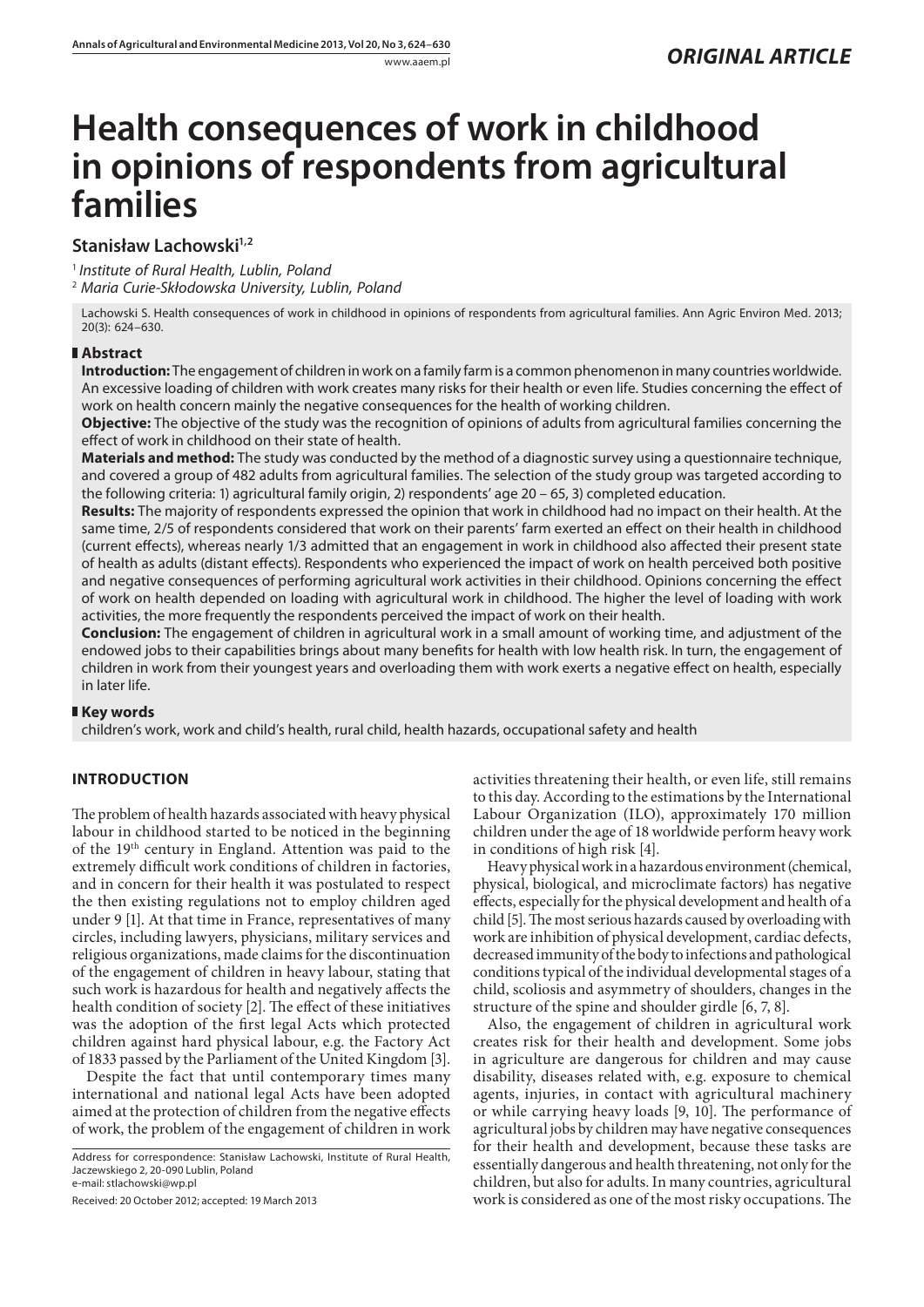*ORIGINAL ARTICLE*

# Health consequences of work in childhood in opinions of respondents from agricultural families

**Stanisław Lachowski**[1,2]

[1] *Institute of Rural Health, Lublin, Poland*
[2] *Maria Curie-Skłodowska University, Lublin, Poland*

Lachowski S. Health consequences of work in childhood in opinions of respondents from agricultural families. Ann Agric Environ Med. 2013; 20(3): 624–630.

## Abstract

**Introduction:** The engagement of children in work on a family farm is a common phenomenon in many countries worldwide. An excessive loading of children with work creates many risks for their health or even life. Studies concerning the effect of work on health concern mainly the negative consequences for the health of working children.

**Objective:** The objective of the study was the recognition of opinions of adults from agricultural families concerning the effect of work in childhood on their state of health.

**Materials and method:** The study was conducted by the method of a diagnostic survey using a questionnaire technique, and covered a group of 482 adults from agricultural families. The selection of the study group was targeted according to the following criteria: 1) agricultural family origin, 2) respondents' age 20 – 65, 3) completed education.

**Results:** The majority of respondents expressed the opinion that work in childhood had no impact on their health. At the same time, 2/5 of respondents considered that work on their parents' farm exerted an effect on their health in childhood (current effects), whereas nearly 1/3 admitted that an engagement in work in childhood also affected their present state of health as adults (distant effects). Respondents who experienced the impact of work on health perceived both positive and negative consequences of performing agricultural work activities in their childhood. Opinions concerning the effect of work on health depended on loading with agricultural work in childhood. The higher the level of loading with work activities, the more frequently the respondents perceived the impact of work on their health.

**Conclusion:** The engagement of children in agricultural work in a small amount of working time, and adjustment of the endowed jobs to their capabilities brings about many benefits for health with low health risk. In turn, the engagement of children in work from their youngest years and overloading them with work exerts a negative effect on health, especially in later life.

## Key words

children's work, work and child's health, rural child, health hazards, occupational safety and health

## INTRODUCTION

The problem of health hazards associated with heavy physical labour in childhood started to be noticed in the beginning of the 19th century in England. Attention was paid to the extremely difficult work conditions of children in factories, and in concern for their health it was postulated to respect the then existing regulations not to employ children aged under 9 [1]. At that time in France, representatives of many circles, including lawyers, physicians, military services and religious organizations, made claims for the discontinuation of the engagement of children in heavy labour, stating that such work is hazardous for health and negatively affects the health condition of society [2]. The effect of these initiatives was the adoption of the first legal Acts which protected children against hard physical labour, e.g. the Factory Act of 1833 passed by the Parliament of the United Kingdom [3].

Despite the fact that until contemporary times many international and national legal Acts have been adopted aimed at the protection of children from the negative effects of work, the problem of the engagement of children in work activities threatening their health, or even life, still remains to this day. According to the estimations by the International Labour Organization (ILO), approximately 170 million children under the age of 18 worldwide perform heavy work in conditions of high risk [4].

Heavy physical work in a hazardous environment (chemical, physical, biological, and microclimate factors) has negative effects, especially for the physical development and health of a child [5]. The most serious hazards caused by overloading with work are inhibition of physical development, cardiac defects, decreased immunity of the body to infections and pathological conditions typical of the individual developmental stages of a child, scoliosis and asymmetry of shoulders, changes in the structure of the spine and shoulder girdle [6, 7, 8].

Also, the engagement of children in agricultural work creates risk for their health and development. Some jobs in agriculture are dangerous for children and may cause disability, diseases related with, e.g. exposure to chemical agents, injuries, in contact with agricultural machinery or while carrying heavy loads [9, 10]. The performance of agricultural jobs by children may have negative consequences for their health and development, because these tasks are essentially dangerous and health threatening, not only for the children, but also for adults. In many countries, agricultural work is considered as one of the most risky occupations. The

Address for correspondence: Stanisław Lachowski, Institute of Rural Health, Jaczewskiego 2, 20-090 Lublin, Poland
e-mail: stlachowski@wp.pl

Received: 20 October 2012; accepted: 19 March 2013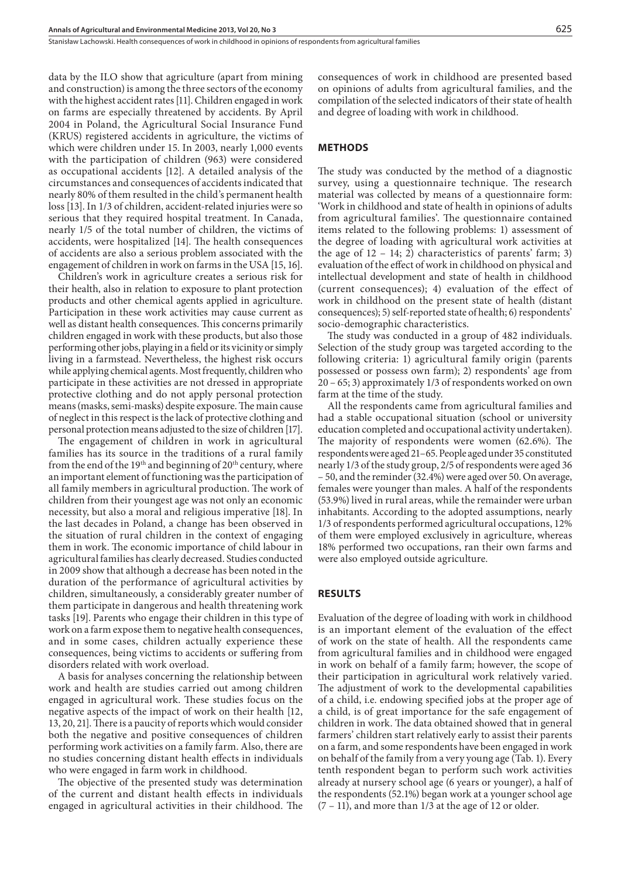data by the ILO show that agriculture (apart from mining and construction) is among the three sectors of the economy with the highest accident rates [11]. Children engaged in work on farms are especially threatened by accidents. By April 2004 in Poland, the Agricultural Social Insurance Fund (KRUS) registered accidents in agriculture, the victims of which were children under 15. In 2003, nearly 1,000 events with the participation of children (963) were considered as occupational accidents [12]. A detailed analysis of the circumstances and consequences of accidents indicated that nearly 80% of them resulted in the child's permanent health loss [13]. In 1/3 of children, accident-related injuries were so serious that they required hospital treatment. In Canada, nearly 1/5 of the total number of children, the victims of accidents, were hospitalized [14]. The health consequences of accidents are also a serious problem associated with the engagement of children in work on farms in the USA [15, 16].

Children's work in agriculture creates a serious risk for their health, also in relation to exposure to plant protection products and other chemical agents applied in agriculture. Participation in these work activities may cause current as well as distant health consequences. This concerns primarily children engaged in work with these products, but also those performing other jobs, playing in a field or its vicinity or simply living in a farmstead. Nevertheless, the highest risk occurs while applying chemical agents. Most frequently, children who participate in these activities are not dressed in appropriate protective clothing and do not apply personal protection means (masks, semi-masks) despite exposure. The main cause of neglect in this respect is the lack of protective clothing and personal protection means adjusted to the size of children [17].

The engagement of children in work in agricultural families has its source in the traditions of a rural family from the end of the 19th and beginning of 20th century, where an important element of functioning was the participation of all family members in agricultural production. The work of children from their youngest age was not only an economic necessity, but also a moral and religious imperative [18]. In the last decades in Poland, a change has been observed in the situation of rural children in the context of engaging them in work. The economic importance of child labour in agricultural families has clearly decreased. Studies conducted in 2009 show that although a decrease has been noted in the duration of the performance of agricultural activities by children, simultaneously, a considerably greater number of them participate in dangerous and health threatening work tasks [19]. Parents who engage their children in this type of work on a farm expose them to negative health consequences, and in some cases, children actually experience these consequences, being victims to accidents or suffering from disorders related with work overload.

A basis for analyses concerning the relationship between work and health are studies carried out among children engaged in agricultural work. These studies focus on the negative aspects of the impact of work on their health [12, 13, 20, 21]. There is a paucity of reports which would consider both the negative and positive consequences of children performing work activities on a family farm. Also, there are no studies concerning distant health effects in individuals who were engaged in farm work in childhood.

The objective of the presented study was determination of the current and distant health effects in individuals engaged in agricultural activities in their childhood. The consequences of work in childhood are presented based on opinions of adults from agricultural families, and the compilation of the selected indicators of their state of health and degree of loading with work in childhood.

## METHODS

The study was conducted by the method of a diagnostic survey, using a questionnaire technique. The research material was collected by means of a questionnaire form: 'Work in childhood and state of health in opinions of adults from agricultural families'. The questionnaire contained items related to the following problems: 1) assessment of the degree of loading with agricultural work activities at the age of 12 – 14; 2) characteristics of parents' farm; 3) evaluation of the effect of work in childhood on physical and intellectual development and state of health in childhood (current consequences); 4) evaluation of the effect of work in childhood on the present state of health (distant consequences); 5) self-reported state of health; 6) respondents' socio-demographic characteristics.

The study was conducted in a group of 482 individuals. Selection of the study group was targeted according to the following criteria: 1) agricultural family origin (parents possessed or possess own farm); 2) respondents' age from 20 – 65; 3) approximately 1/3 of respondents worked on own farm at the time of the study.

All the respondents came from agricultural families and had a stable occupational situation (school or university education completed and occupational activity undertaken). The majority of respondents were women (62.6%). The respondents were aged 21–65. People aged under 35 constituted nearly 1/3 of the study group, 2/5 of respondents were aged 36 – 50, and the reminder (32.4%) were aged over 50. On average, females were younger than males. A half of the respondents (53.9%) lived in rural areas, while the remainder were urban inhabitants. According to the adopted assumptions, nearly 1/3 of respondents performed agricultural occupations, 12% of them were employed exclusively in agriculture, whereas 18% performed two occupations, ran their own farms and were also employed outside agriculture.

## RESULTS

Evaluation of the degree of loading with work in childhood is an important element of the evaluation of the effect of work on the state of health. All the respondents came from agricultural families and in childhood were engaged in work on behalf of a family farm; however, the scope of their participation in agricultural work relatively varied. The adjustment of work to the developmental capabilities of a child, i.e. endowing specified jobs at the proper age of a child, is of great importance for the safe engagement of children in work. The data obtained showed that in general farmers' children start relatively early to assist their parents on a farm, and some respondents have been engaged in work on behalf of the family from a very young age (Tab. 1). Every tenth respondent began to perform such work activities already at nursery school age (6 years or younger), a half of the respondents (52.1%) began work at a younger school age (7 – 11), and more than 1/3 at the age of 12 or older.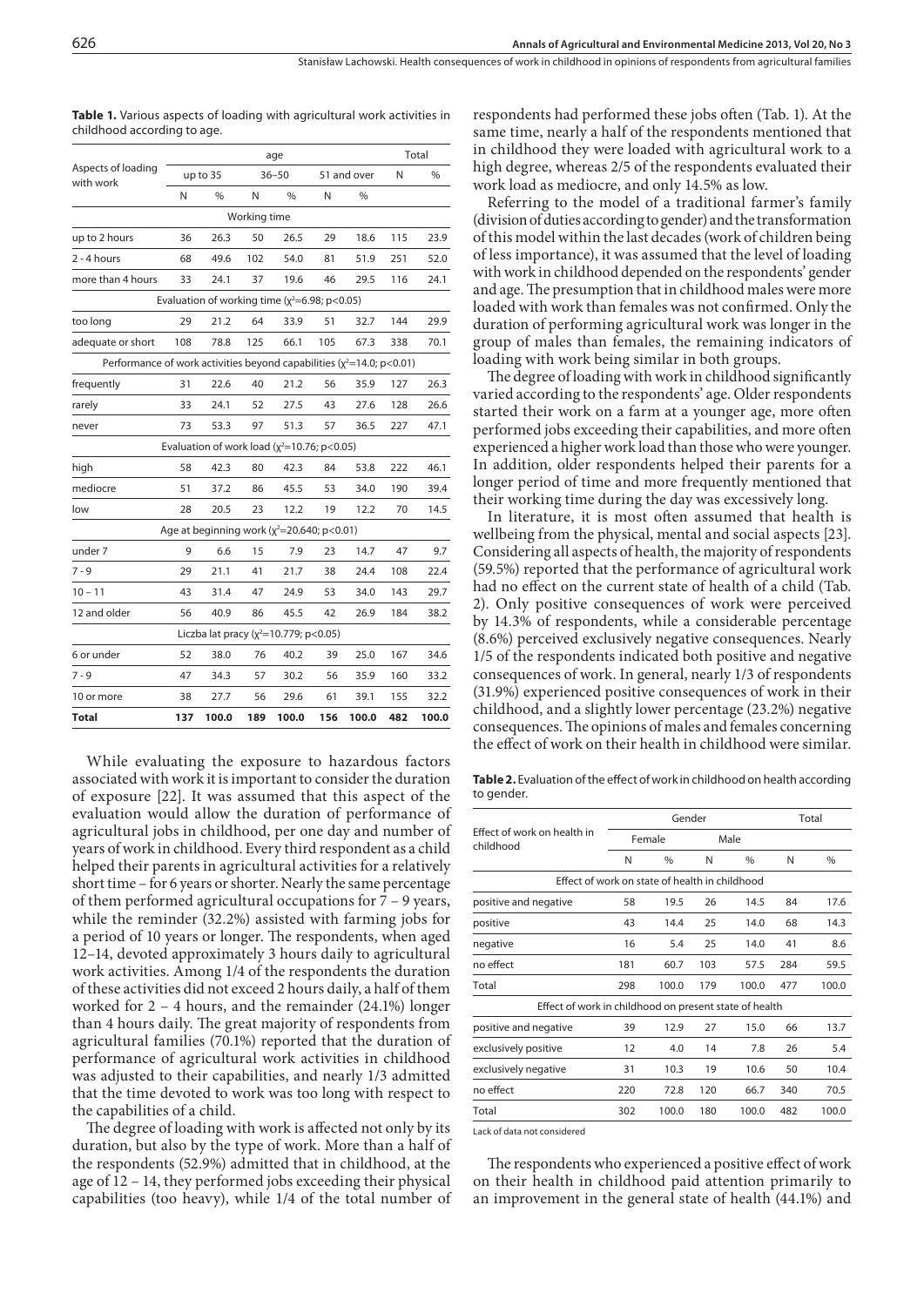**Table 1.** Various aspects of loading with agricultural work activities in childhood according to age.

| Aspects of loading with work | age | | | | | | Total | |
|---|---|---|---|---|---|---|---|---|
| | up to 35 | | 36–50 | | 51 and over | | N | % |
| | N | % | N | % | N | % | | |
| **Working time** | | | | | | | | |
| up to 2 hours | 36 | 26.3 | 50 | 26.5 | 29 | 18.6 | 115 | 23.9 |
| 2 - 4 hours | 68 | 49.6 | 102 | 54.0 | 81 | 51.9 | 251 | 52.0 |
| more than 4 hours | 33 | 24.1 | 37 | 19.6 | 46 | 29.5 | 116 | 24.1 |
| **Evaluation of working time ($\chi^2$=6.98; p<0.05)** | | | | | | | | |
| too long | 29 | 21.2 | 64 | 33.9 | 51 | 32.7 | 144 | 29.9 |
| adequate or short | 108 | 78.8 | 125 | 66.1 | 105 | 67.3 | 338 | 70.1 |
| **Performance of work activities beyond capabilities ($\chi^2$=14.0; p<0.01)** | | | | | | | | |
| frequently | 31 | 22.6 | 40 | 21.2 | 56 | 35.9 | 127 | 26.3 |
| rarely | 33 | 24.1 | 52 | 27.5 | 43 | 27.6 | 128 | 26.6 |
| never | 73 | 53.3 | 97 | 51.3 | 57 | 36.5 | 227 | 47.1 |
| **Evaluation of work load ($\chi^2$=10.76; p<0.05)** | | | | | | | | |
| high | 58 | 42.3 | 80 | 42.3 | 84 | 53.8 | 222 | 46.1 |
| mediocre | 51 | 37.2 | 86 | 45.5 | 53 | 34.0 | 190 | 39.4 |
| low | 28 | 20.5 | 23 | 12.2 | 19 | 12.2 | 70 | 14.5 |
| **Age at beginning work ($\chi^2$=20.640; p<0.01)** | | | | | | | | |
| under 7 | 9 | 6.6 | 15 | 7.9 | 23 | 14.7 | 47 | 9.7 |
| 7 - 9 | 29 | 21.1 | 41 | 21.7 | 38 | 24.4 | 108 | 22.4 |
| 10 – 11 | 43 | 31.4 | 47 | 24.9 | 53 | 34.0 | 143 | 29.7 |
| 12 and older | 56 | 40.9 | 86 | 45.5 | 42 | 26.9 | 184 | 38.2 |
| **Liczba lat pracy ($\chi^2$=10.779; p<0.05)** | | | | | | | | |
| 6 or under | 52 | 38.0 | 76 | 40.2 | 39 | 25.0 | 167 | 34.6 |
| 7 - 9 | 47 | 34.3 | 57 | 30.2 | 56 | 35.9 | 160 | 33.2 |
| 10 or more | 38 | 27.7 | 56 | 29.6 | 61 | 39.1 | 155 | 32.2 |
| **Total** | **137** | **100.0** | **189** | **100.0** | **156** | **100.0** | **482** | **100.0** |

While evaluating the exposure to hazardous factors associated with work it is important to consider the duration of exposure [22]. It was assumed that this aspect of the evaluation would allow the duration of performance of agricultural jobs in childhood, per one day and number of years of work in childhood. Every third respondent as a child helped their parents in agricultural activities for a relatively short time – for 6 years or shorter. Nearly the same percentage of them performed agricultural occupations for 7 – 9 years, while the reminder (32.2%) assisted with farming jobs for a period of 10 years or longer. The respondents, when aged 12–14, devoted approximately 3 hours daily to agricultural work activities. Among 1/4 of the respondents the duration of these activities did not exceed 2 hours daily, a half of them worked for 2 – 4 hours, and the remainder (24.1%) longer than 4 hours daily. The great majority of respondents from agricultural families (70.1%) reported that the duration of performance of agricultural work activities in childhood was adjusted to their capabilities, and nearly 1/3 admitted that the time devoted to work was too long with respect to the capabilities of a child.

The degree of loading with work is affected not only by its duration, but also by the type of work. More than a half of the respondents (52.9%) admitted that in childhood, at the age of 12 – 14, they performed jobs exceeding their physical capabilities (too heavy), while 1/4 of the total number of respondents had performed these jobs often (Tab. 1). At the same time, nearly a half of the respondents mentioned that in childhood they were loaded with agricultural work to a high degree, whereas 2/5 of the respondents evaluated their work load as mediocre, and only 14.5% as low.

Referring to the model of a traditional farmer's family (division of duties according to gender) and the transformation of this model within the last decades (work of children being of less importance), it was assumed that the level of loading with work in childhood depended on the respondents' gender and age. The presumption that in childhood males were more loaded with work than females was not confirmed. Only the duration of performing agricultural work was longer in the group of males than females, the remaining indicators of loading with work being similar in both groups.

The degree of loading with work in childhood significantly varied according to the respondents' age. Older respondents started their work on a farm at a younger age, more often performed jobs exceeding their capabilities, and more often experienced a higher work load than those who were younger. In addition, older respondents helped their parents for a longer period of time and more frequently mentioned that their working time during the day was excessively long.

In literature, it is most often assumed that health is wellbeing from the physical, mental and social aspects [23]. Considering all aspects of health, the majority of respondents (59.5%) reported that the performance of agricultural work had no effect on the current state of health of a child (Tab. 2). Only positive consequences of work were perceived by 14.3% of respondents, while a considerable percentage (8.6%) perceived exclusively negative consequences. Nearly 1/5 of the respondents indicated both positive and negative consequences of work. In general, nearly 1/3 of respondents (31.9%) experienced positive consequences of work in their childhood, and a slightly lower percentage (23.2%) negative consequences. The opinions of males and females concerning the effect of work on their health in childhood were similar.

**Table 2.** Evaluation of the effect of work in childhood on health according to gender.

| Effect of work on health in childhood | Gender | | | | Total | |
|---|---|---|---|---|---|---|
| | Female | | Male | | | |
| | N | % | N | % | N | % |
| **Effect of work on state of health in childhood** | | | | | | |
| positive and negative | 58 | 19.5 | 26 | 14.5 | 84 | 17.6 |
| positive | 43 | 14.4 | 25 | 14.0 | 68 | 14.3 |
| negative | 16 | 5.4 | 25 | 14.0 | 41 | 8.6 |
| no effect | 181 | 60.7 | 103 | 57.5 | 284 | 59.5 |
| Total | 298 | 100.0 | 179 | 100.0 | 477 | 100.0 |
| **Effect of work in childhood on present state of health** | | | | | | |
| positive and negative | 39 | 12.9 | 27 | 15.0 | 66 | 13.7 |
| exclusively positive | 12 | 4.0 | 14 | 7.8 | 26 | 5.4 |
| exclusively negative | 31 | 10.3 | 19 | 10.6 | 50 | 10.4 |
| no effect | 220 | 72.8 | 120 | 66.7 | 340 | 70.5 |
| Total | 302 | 100.0 | 180 | 100.0 | 482 | 100.0 |

Lack of data not considered

The respondents who experienced a positive effect of work on their health in childhood paid attention primarily to an improvement in the general state of health (44.1%) and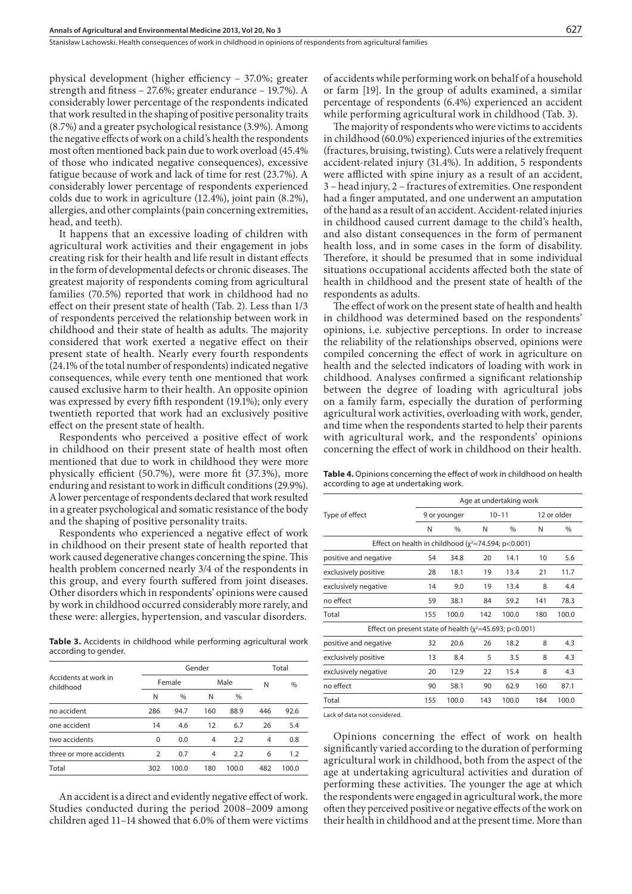physical development (higher efficiency – 37.0%; greater strength and fitness – 27.6%; greater endurance – 19.7%). A considerably lower percentage of the respondents indicated that work resulted in the shaping of positive personality traits (8.7%) and a greater psychological resistance (3.9%). Among the negative effects of work on a child's health the respondents most often mentioned back pain due to work overload (45.4% of those who indicated negative consequences), excessive fatigue because of work and lack of time for rest (23.7%). A considerably lower percentage of respondents experienced colds due to work in agriculture (12.4%), joint pain (8.2%), allergies, and other complaints (pain concerning extremities, head, and teeth).

It happens that an excessive loading of children with agricultural work activities and their engagement in jobs creating risk for their health and life result in distant effects in the form of developmental defects or chronic diseases. The greatest majority of respondents coming from agricultural families (70.5%) reported that work in childhood had no effect on their present state of health (Tab. 2). Less than 1/3 of respondents perceived the relationship between work in childhood and their state of health as adults. The majority considered that work exerted a negative effect on their present state of health. Nearly every fourth respondents (24.1% of the total number of respondents) indicated negative consequences, while every tenth one mentioned that work caused exclusive harm to their health. An opposite opinion was expressed by every fifth respondent (19.1%); only every twentieth reported that work had an exclusively positive effect on the present state of health.

Respondents who perceived a positive effect of work in childhood on their present state of health most often mentioned that due to work in childhood they were more physically efficient (50.7%), were more fit (37.3%), more enduring and resistant to work in difficult conditions (29.9%). A lower percentage of respondents declared that work resulted in a greater psychological and somatic resistance of the body and the shaping of positive personality traits.

Respondents who experienced a negative effect of work in childhood on their present state of health reported that work caused degenerative changes concerning the spine. This health problem concerned nearly 3/4 of the respondents in this group, and every fourth suffered from joint diseases. Other disorders which in respondents' opinions were caused by work in childhood occurred considerably more rarely, and these were: allergies, hypertension, and vascular disorders.

**Table 3.** Accidents in childhood while performing agricultural work according to gender.

| Accidents at work in childhood | Gender | | | | Total | |
|---|---|---|---|---|---|---|
| | Female | | Male | | N | % |
| | N | % | N | % | | |
| no accident | 286 | 94.7 | 160 | 88.9 | 446 | 92.6 |
| one accident | 14 | 4.6 | 12 | 6.7 | 26 | 5.4 |
| two accidents | 0 | 0.0 | 4 | 2.2 | 4 | 0.8 |
| three or more accidents | 2 | 0.7 | 4 | 2.2 | 6 | 1.2 |
| Total | 302 | 100.0 | 180 | 100.0 | 482 | 100.0 |

An accident is a direct and evidently negative effect of work. Studies conducted during the period 2008–2009 among children aged 11–14 showed that 6.0% of them were victims of accidents while performing work on behalf of a household or farm [19]. In the group of adults examined, a similar percentage of respondents (6.4%) experienced an accident while performing agricultural work in childhood (Tab. 3).

The majority of respondents who were victims to accidents in childhood (60.0%) experienced injuries of the extremities (fractures, bruising, twisting). Cuts were a relatively frequent accident-related injury (31.4%). In addition, 5 respondents were afflicted with spine injury as a result of an accident, 3 – head injury, 2 – fractures of extremities. One respondent had a finger amputated, and one underwent an amputation of the hand as a result of an accident. Accident-related injuries in childhood caused current damage to the child's health, and also distant consequences in the form of permanent health loss, and in some cases in the form of disability. Therefore, it should be presumed that in some individual situations occupational accidents affected both the state of health in childhood and the present state of health of the respondents as adults.

The effect of work on the present state of health and health in childhood was determined based on the respondents' opinions, i.e. subjective perceptions. In order to increase the reliability of the relationships observed, opinions were compiled concerning the effect of work in agriculture on health and the selected indicators of loading with work in childhood. Analyses confirmed a significant relationship between the degree of loading with agricultural jobs on a family farm, especially the duration of performing agricultural work activities, overloading with work, gender, and time when the respondents started to help their parents with agricultural work, and the respondents' opinions concerning the effect of work in childhood on their health.

**Table 4.** Opinions concerning the effect of work in childhood on health according to age at undertaking work.

| Type of effect | Age at undertaking work | | | | | |
|---|---|---|---|---|---|---|
| | 9 or younger | | 10–11 | | 12 or older | |
| | N | % | N | % | N | % |
| Effect on health in childhood ($\chi^2$=74.594; p<0.001) | | | | | | |
| positive and negative | 54 | 34.8 | 20 | 14.1 | 10 | 5.6 |
| exclusively positive | 28 | 18.1 | 19 | 13.4 | 21 | 11.7 |
| exclusively negative | 14 | 9.0 | 19 | 13.4 | 8 | 4.4 |
| no effect | 59 | 38.1 | 84 | 59.2 | 141 | 78.3 |
| Total | 155 | 100.0 | 142 | 100.0 | 180 | 100.0 |
| Effect on present state of health ($\chi^2$=45.693; p<0.001) | | | | | | |
| positive and negative | 32 | 20.6 | 26 | 18.2 | 8 | 4.3 |
| exclusively positive | 13 | 8.4 | 5 | 3.5 | 8 | 4.3 |
| exclusively negative | 20 | 12.9 | 22 | 15.4 | 8 | 4.3 |
| no effect | 90 | 58.1 | 90 | 62.9 | 160 | 87.1 |
| Total | 155 | 100.0 | 143 | 100.0 | 184 | 100.0 |

Lack of data not considered.

Opinions concerning the effect of work on health significantly varied according to the duration of performing agricultural work in childhood, both from the aspect of the age at undertaking agricultural activities and duration of performing these activities. The younger the age at which the respondents were engaged in agricultural work, the more often they perceived positive or negative effects of the work on their health in childhood and at the present time. More than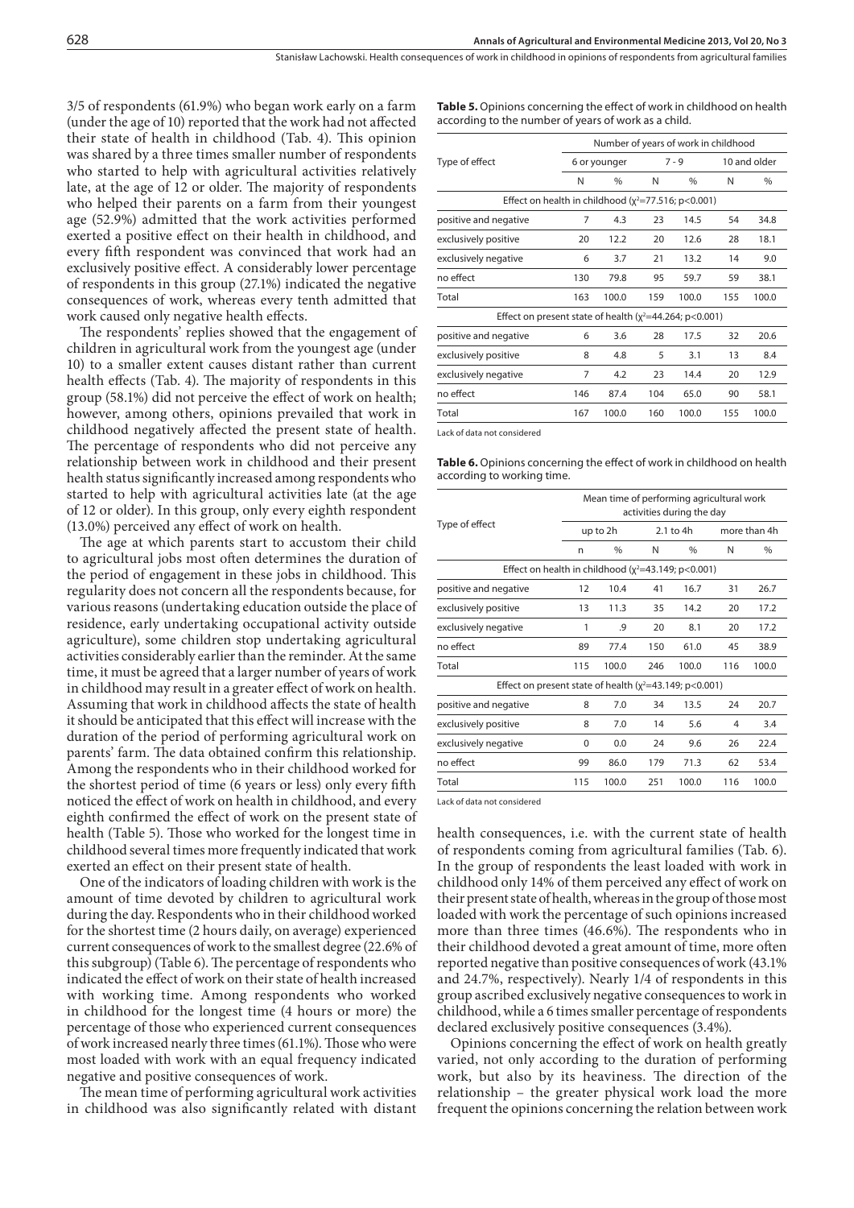3/5 of respondents (61.9%) who began work early on a farm (under the age of 10) reported that the work had not affected their state of health in childhood (Tab. 4). This opinion was shared by a three times smaller number of respondents who started to help with agricultural activities relatively late, at the age of 12 or older. The majority of respondents who helped their parents on a farm from their youngest age (52.9%) admitted that the work activities performed exerted a positive effect on their health in childhood, and every fifth respondent was convinced that work had an exclusively positive effect. A considerably lower percentage of respondents in this group (27.1%) indicated the negative consequences of work, whereas every tenth admitted that work caused only negative health effects.

The respondents' replies showed that the engagement of children in agricultural work from the youngest age (under 10) to a smaller extent causes distant rather than current health effects (Tab. 4). The majority of respondents in this group (58.1%) did not perceive the effect of work on health; however, among others, opinions prevailed that work in childhood negatively affected the present state of health. The percentage of respondents who did not perceive any relationship between work in childhood and their present health status significantly increased among respondents who started to help with agricultural activities late (at the age of 12 or older). In this group, only every eighth respondent (13.0%) perceived any effect of work on health.

The age at which parents start to accustom their child to agricultural jobs most often determines the duration of the period of engagement in these jobs in childhood. This regularity does not concern all the respondents because, for various reasons (undertaking education outside the place of residence, early undertaking occupational activity outside agriculture), some children stop undertaking agricultural activities considerably earlier than the reminder. At the same time, it must be agreed that a larger number of years of work in childhood may result in a greater effect of work on health. Assuming that work in childhood affects the state of health it should be anticipated that this effect will increase with the duration of the period of performing agricultural work on parents' farm. The data obtained confirm this relationship. Among the respondents who in their childhood worked for the shortest period of time (6 years or less) only every fifth noticed the effect of work on health in childhood, and every eighth confirmed the effect of work on the present state of health (Table 5). Those who worked for the longest time in childhood several times more frequently indicated that work exerted an effect on their present state of health.

One of the indicators of loading children with work is the amount of time devoted by children to agricultural work during the day. Respondents who in their childhood worked for the shortest time (2 hours daily, on average) experienced current consequences of work to the smallest degree (22.6% of this subgroup) (Table 6). The percentage of respondents who indicated the effect of work on their state of health increased with working time. Among respondents who worked in childhood for the longest time (4 hours or more) the percentage of those who experienced current consequences of work increased nearly three times (61.1%). Those who were most loaded with work with an equal frequency indicated negative and positive consequences of work.

The mean time of performing agricultural work activities in childhood was also significantly related with distant health consequences, i.e. with the current state of health of respondents coming from agricultural families (Tab. 6). In the group of respondents the least loaded with work in childhood only 14% of them perceived any effect of work on their present state of health, whereas in the group of those most loaded with work the percentage of such opinions increased more than three times (46.6%). The respondents who in their childhood devoted a great amount of time, more often reported negative than positive consequences of work (43.1% and 24.7%, respectively). Nearly 1/4 of respondents in this group ascribed exclusively negative consequences to work in childhood, while a 6 times smaller percentage of respondents declared exclusively positive consequences (3.4%).

Opinions concerning the effect of work on health greatly varied, not only according to the duration of performing work, but also by its heaviness. The direction of the relationship – the greater physical work load the more frequent the opinions concerning the relation between work

**Table 5.** Opinions concerning the effect of work in childhood on health according to the number of years of work as a child.

| Type of effect | Number of years of work in childhood | | | | | |
|---|---|---|---|---|---|---|
| | 6 or younger | | 7 - 9 | | 10 and older | |
| | N | % | N | % | N | % |
| Effect on health in childhood ($\chi^2$=77.516; p<0.001) | | | | | | |
| positive and negative | 7 | 4.3 | 23 | 14.5 | 54 | 34.8 |
| exclusively positive | 20 | 12.2 | 20 | 12.6 | 28 | 18.1 |
| exclusively negative | 6 | 3.7 | 21 | 13.2 | 14 | 9.0 |
| no effect | 130 | 79.8 | 95 | 59.7 | 59 | 38.1 |
| Total | 163 | 100.0 | 159 | 100.0 | 155 | 100.0 |
| Effect on present state of health ($\chi^2$=44.264; p<0.001) | | | | | | |
| positive and negative | 6 | 3.6 | 28 | 17.5 | 32 | 20.6 |
| exclusively positive | 8 | 4.8 | 5 | 3.1 | 13 | 8.4 |
| exclusively negative | 7 | 4.2 | 23 | 14.4 | 20 | 12.9 |
| no effect | 146 | 87.4 | 104 | 65.0 | 90 | 58.1 |
| Total | 167 | 100.0 | 160 | 100.0 | 155 | 100.0 |

Lack of data not considered

**Table 6.** Opinions concerning the effect of work in childhood on health according to working time.

| Type of effect | Mean time of performing agricultural work activities during the day | | | | | |
|---|---|---|---|---|---|---|
| | up to 2h | | 2.1 to 4h | | more than 4h | |
| | n | % | N | % | N | % |
| Effect on health in childhood ($\chi^2$=43.149; p<0.001) | | | | | | |
| positive and negative | 12 | 10.4 | 41 | 16.7 | 31 | 26.7 |
| exclusively positive | 13 | 11.3 | 35 | 14.2 | 20 | 17.2 |
| exclusively negative | 1 | .9 | 20 | 8.1 | 20 | 17.2 |
| no effect | 89 | 77.4 | 150 | 61.0 | 45 | 38.9 |
| Total | 115 | 100.0 | 246 | 100.0 | 116 | 100.0 |
| Effect on present state of health ($\chi^2$=43.149; p<0.001) | | | | | | |
| positive and negative | 8 | 7.0 | 34 | 13.5 | 24 | 20.7 |
| exclusively positive | 8 | 7.0 | 14 | 5.6 | 4 | 3.4 |
| exclusively negative | 0 | 0.0 | 24 | 9.6 | 26 | 22.4 |
| no effect | 99 | 86.0 | 179 | 71.3 | 62 | 53.4 |
| Total | 115 | 100.0 | 251 | 100.0 | 116 | 100.0 |

Lack of data not considered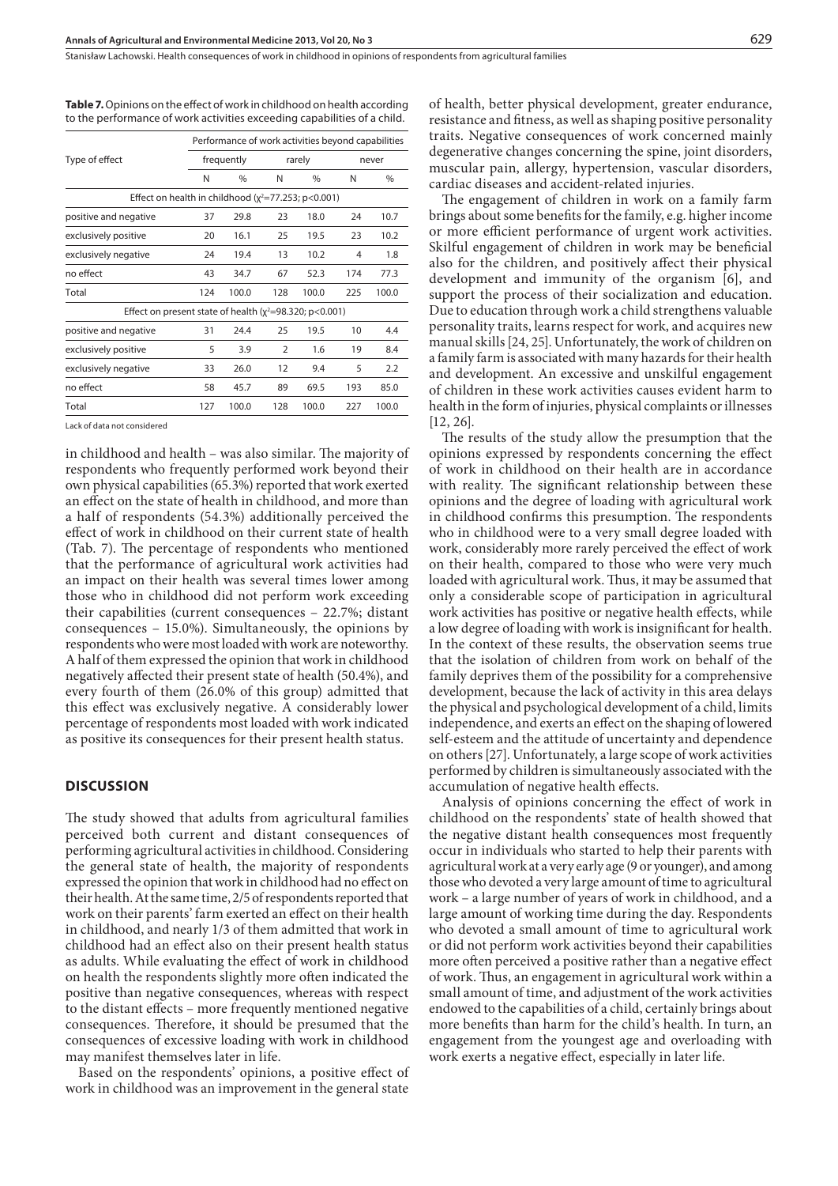**Table 7.** Opinions on the effect of work in childhood on health according to the performance of work activities exceeding capabilities of a child.

| Type of effect | Performance of work activities beyond capabilities | | | | | |
|---|---|---|---|---|---|---|
| | frequently | | rarely | | never | |
| | N | % | N | % | N | % |
| Effect on health in childhood ($\chi^2$=77.253; p<0.001) | | | | | | |
| positive and negative | 37 | 29.8 | 23 | 18.0 | 24 | 10.7 |
| exclusively positive | 20 | 16.1 | 25 | 19.5 | 23 | 10.2 |
| exclusively negative | 24 | 19.4 | 13 | 10.2 | 4 | 1.8 |
| no effect | 43 | 34.7 | 67 | 52.3 | 174 | 77.3 |
| Total | 124 | 100.0 | 128 | 100.0 | 225 | 100.0 |
| Effect on present state of health ($\chi^2$=98.320; p<0.001) | | | | | | |
| positive and negative | 31 | 24.4 | 25 | 19.5 | 10 | 4.4 |
| exclusively positive | 5 | 3.9 | 2 | 1.6 | 19 | 8.4 |
| exclusively negative | 33 | 26.0 | 12 | 9.4 | 5 | 2.2 |
| no effect | 58 | 45.7 | 89 | 69.5 | 193 | 85.0 |
| Total | 127 | 100.0 | 128 | 100.0 | 227 | 100.0 |

Lack of data not considered

in childhood and health – was also similar. The majority of respondents who frequently performed work beyond their own physical capabilities (65.3%) reported that work exerted an effect on the state of health in childhood, and more than a half of respondents (54.3%) additionally perceived the effect of work in childhood on their current state of health (Tab. 7). The percentage of respondents who mentioned that the performance of agricultural work activities had an impact on their health was several times lower among those who in childhood did not perform work exceeding their capabilities (current consequences – 22.7%; distant consequences – 15.0%). Simultaneously, the opinions by respondents who were most loaded with work are noteworthy. A half of them expressed the opinion that work in childhood negatively affected their present state of health (50.4%), and every fourth of them (26.0% of this group) admitted that this effect was exclusively negative. A considerably lower percentage of respondents most loaded with work indicated as positive its consequences for their present health status.

## DISCUSSION

The study showed that adults from agricultural families perceived both current and distant consequences of performing agricultural activities in childhood. Considering the general state of health, the majority of respondents expressed the opinion that work in childhood had no effect on their health. At the same time, 2/5 of respondents reported that work on their parents' farm exerted an effect on their health in childhood, and nearly 1/3 of them admitted that work in childhood had an effect also on their present health status as adults. While evaluating the effect of work in childhood on health the respondents slightly more often indicated the positive than negative consequences, whereas with respect to the distant effects – more frequently mentioned negative consequences. Therefore, it should be presumed that the consequences of excessive loading with work in childhood may manifest themselves later in life.

Based on the respondents' opinions, a positive effect of work in childhood was an improvement in the general state of health, better physical development, greater endurance, resistance and fitness, as well as shaping positive personality traits. Negative consequences of work concerned mainly degenerative changes concerning the spine, joint disorders, muscular pain, allergy, hypertension, vascular disorders, cardiac diseases and accident-related injuries.

The engagement of children in work on a family farm brings about some benefits for the family, e.g. higher income or more efficient performance of urgent work activities. Skilful engagement of children in work may be beneficial also for the children, and positively affect their physical development and immunity of the organism [6], and support the process of their socialization and education. Due to education through work a child strengthens valuable personality traits, learns respect for work, and acquires new manual skills [24, 25]. Unfortunately, the work of children on a family farm is associated with many hazards for their health and development. An excessive and unskilful engagement of children in these work activities causes evident harm to health in the form of injuries, physical complaints or illnesses [12, 26].

The results of the study allow the presumption that the opinions expressed by respondents concerning the effect of work in childhood on their health are in accordance with reality. The significant relationship between these opinions and the degree of loading with agricultural work in childhood confirms this presumption. The respondents who in childhood were to a very small degree loaded with work, considerably more rarely perceived the effect of work on their health, compared to those who were very much loaded with agricultural work. Thus, it may be assumed that only a considerable scope of participation in agricultural work activities has positive or negative health effects, while a low degree of loading with work is insignificant for health. In the context of these results, the observation seems true that the isolation of children from work on behalf of the family deprives them of the possibility for a comprehensive development, because the lack of activity in this area delays the physical and psychological development of a child, limits independence, and exerts an effect on the shaping of lowered self-esteem and the attitude of uncertainty and dependence on others [27]. Unfortunately, a large scope of work activities performed by children is simultaneously associated with the accumulation of negative health effects.

Analysis of opinions concerning the effect of work in childhood on the respondents' state of health showed that the negative distant health consequences most frequently occur in individuals who started to help their parents with agricultural work at a very early age (9 or younger), and among those who devoted a very large amount of time to agricultural work – a large number of years of work in childhood, and a large amount of working time during the day. Respondents who devoted a small amount of time to agricultural work or did not perform work activities beyond their capabilities more often perceived a positive rather than a negative effect of work. Thus, an engagement in agricultural work within a small amount of time, and adjustment of the work activities endowed to the capabilities of a child, certainly brings about more benefits than harm for the child's health. In turn, an engagement from the youngest age and overloading with work exerts a negative effect, especially in later life.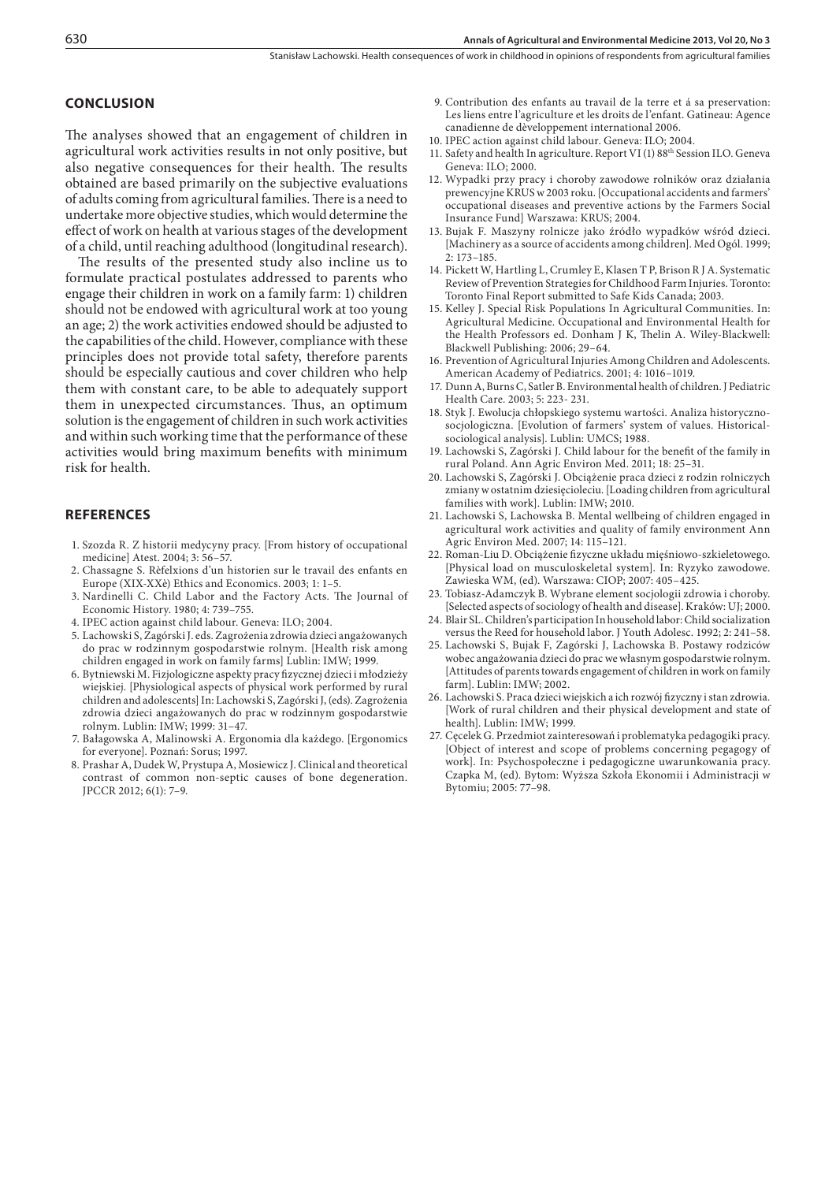## CONCLUSION

The analyses showed that an engagement of children in agricultural work activities results in not only positive, but also negative consequences for their health. The results obtained are based primarily on the subjective evaluations of adults coming from agricultural families. There is a need to undertake more objective studies, which would determine the effect of work on health at various stages of the development of a child, until reaching adulthood (longitudinal research).

The results of the presented study also incline us to formulate practical postulates addressed to parents who engage their children in work on a family farm: 1) children should not be endowed with agricultural work at too young an age; 2) the work activities endowed should be adjusted to the capabilities of the child. However, compliance with these principles does not provide total safety, therefore parents should be especially cautious and cover children who help them with constant care, to be able to adequately support them in unexpected circumstances. Thus, an optimum solution is the engagement of children in such work activities and within such working time that the performance of these activities would bring maximum benefits with minimum risk for health.

## REFERENCES

1. Szozda R. Z historii medycyny pracy. [From history of occupational medicine] Atest. 2004; 3: 56–57.
2. Chassagne S. Rèfelxions d'un historien sur le travail des enfants en Europe (XIX-XXè) Ethics and Economics. 2003; 1: 1–5.
3. Nardinelli C. Child Labor and the Factory Acts. The Journal of Economic History. 1980; 4: 739–755.
4. IPEC action against child labour. Geneva: ILO; 2004.
5. Lachowski S, Zagórski J. eds. Zagrożenia zdrowia dzieci angażowanych do prac w rodzinnym gospodarstwie rolnym. [Health risk among children engaged in work on family farms] Lublin: IMW; 1999.
6. Bytniewski M. Fizjologiczne aspekty pracy fizycznej dzieci i młodzieży wiejskiej. [Physiological aspects of physical work performed by rural children and adolescents] In: Lachowski S, Zagórski J, (eds). Zagrożenia zdrowia dzieci angażowanych do prac w rodzinnym gospodarstwie rolnym. Lublin: IMW; 1999: 31–47.
7. Bałagowska A, Malinowski A. Ergonomia dla każdego. [Ergonomics for everyone]. Poznań: Sorus; 1997.
8. Prashar A, Dudek W, Prystupa A, Mosiewicz J. Clinical and theoretical contrast of common non-septic causes of bone degeneration. JPCCR 2012; 6(1): 7–9.
9. Contribution des enfants au travail de la terre et á sa preservation: Les liens entre l'agriculture et les droits de l'enfant. Gatineau: Agence canadienne de dèveloppement international 2006.
10. IPEC action against child labour. Geneva: ILO; 2004.
11. Safety and health In agriculture. Report VI (1) 88th Session ILO. Geneva Geneva: ILO; 2000.
12. Wypadki przy pracy i choroby zawodowe rolników oraz działania prewencyjne KRUS w 2003 roku. [Occupational accidents and farmers' occupational diseases and preventive actions by the Farmers Social Insurance Fund] Warszawa: KRUS; 2004.
13. Bujak F. Maszyny rolnicze jako źródło wypadków wśród dzieci. [Machinery as a source of accidents among children]. Med Ogól. 1999; 2: 173–185.
14. Pickett W, Hartling L, Crumley E, Klasen T P, Brison R J A. Systematic Review of Prevention Strategies for Childhood Farm Injuries. Toronto: Toronto Final Report submitted to Safe Kids Canada; 2003.
15. Kelley J. Special Risk Populations In Agricultural Communities. In: Agricultural Medicine. Occupational and Environmental Health for the Health Professors ed. Donham J K, Thelin A. Wiley-Blackwell: Blackwell Publishing: 2006; 29–64.
16. Prevention of Agricultural Injuries Among Children and Adolescents. American Academy of Pediatrics. 2001; 4: 1016–1019.
17. Dunn A, Burns C, Satler B. Environmental health of children. J Pediatric Health Care. 2003; 5: 223- 231.
18. Styk J. Ewolucja chłopskiego systemu wartości. Analiza historyczno-socjologiczna. [Evolution of farmers' system of values. Historical-sociological analysis]. Lublin: UMCS; 1988.
19. Lachowski S, Zagórski J. Child labour for the benefit of the family in rural Poland. Ann Agric Environ Med. 2011; 18: 25–31.
20. Lachowski S, Zagórski J. Obciążenie praca dzieci z rodzin rolniczych zmiany w ostatnim dziesięcioleciu. [Loading children from agricultural families with work]. Lublin: IMW; 2010.
21. Lachowski S, Lachowska B. Mental wellbeing of children engaged in agricultural work activities and quality of family environment Ann Agric Environ Med. 2007; 14: 115–121.
22. Roman-Liu D. Obciążenie fizyczne układu mięśniowo-szkieletowego. [Physical load on musculoskeletal system]. In: Ryzyko zawodowe. Zawieska WM, (ed). Warszawa: CIOP; 2007: 405–425.
23. Tobiasz-Adamczyk B. Wybrane element socjologii zdrowia i choroby. [Selected aspects of sociology of health and disease]. Kraków: UJ; 2000.
24. Blair SL. Children's participation In household labor: Child socialization versus the Reed for household labor. J Youth Adolesc. 1992; 2: 241–58.
25. Lachowski S, Bujak F, Zagórski J, Lachowska B. Postawy rodziców wobec angażowania dzieci do prac we własnym gospodarstwie rolnym. [Attitudes of parents towards engagement of children in work on family farm]. Lublin: IMW; 2002.
26. Lachowski S. Praca dzieci wiejskich a ich rozwój fizyczny i stan zdrowia. [Work of rural children and their physical development and state of health]. Lublin: IMW; 1999.
27. Cęcelek G. Przedmiot zainteresowań i problematyka pedagogiki pracy. [Object of interest and scope of problems concerning pegagogy of work]. In: Psychospołeczne i pedagogiczne uwarunkowania pracy. Czapka M, (ed). Bytom: Wyższa Szkoła Ekonomii i Administracji w Bytomiu; 2005: 77–98.